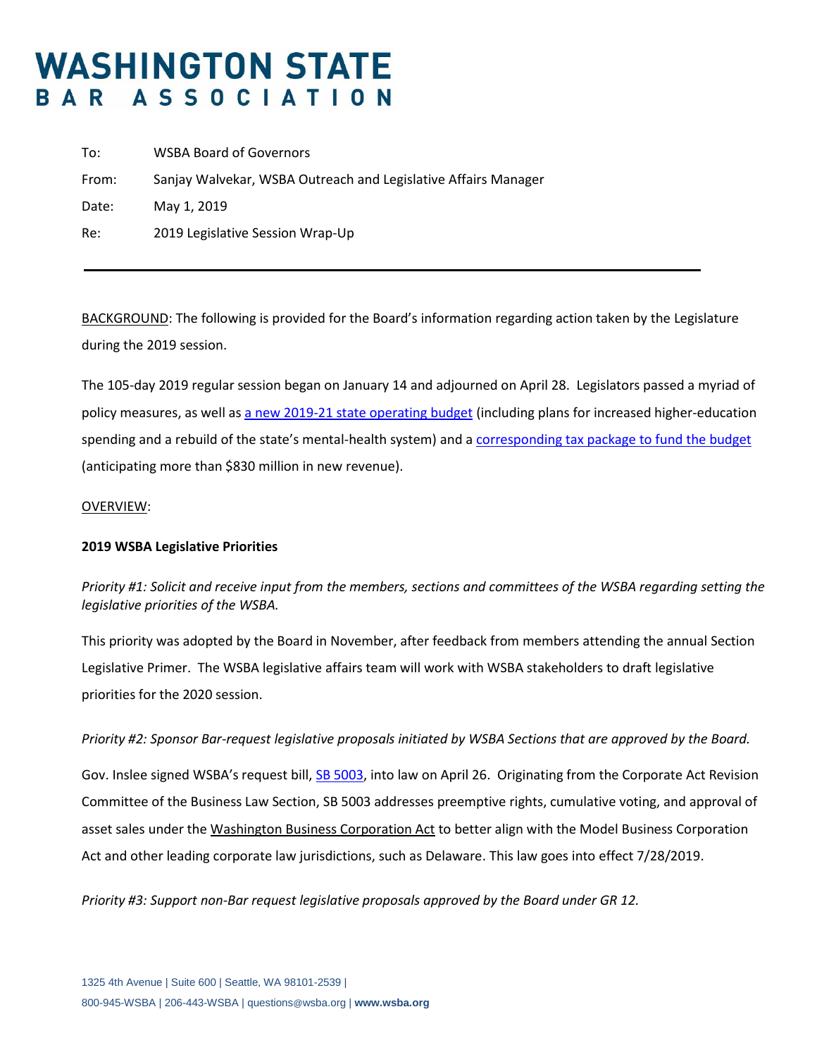# WASHINGTON STATE BAR ASSOCIATION

To: WSBA Board of Governors

From: Sanjay Walvekar, WSBA Outreach and Legislative Affairs Manager

Date: May 1, 2019

Re: 2019 Legislative Session Wrap-Up

---

BACKGROUND: The following is provided for the Board's information regarding action taken by the Legislature during the 2019 session.

The 105-day 2019 regular session began on January 14 and adjourned on April 28. Legislators passed a myriad of policy measures, as well as a new 2019-21 state operating budget (including plans for increased higher-education spending and a rebuild of the state's mental-health system) and a corresponding tax package to fund the budget (anticipating more than $830 million in new revenue).

OVERVIEW:

**2019 WSBA Legislative Priorities**

*Priority #1: Solicit and receive input from the members, sections and committees of the WSBA regarding setting the legislative priorities of the WSBA.*

This priority was adopted by the Board in November, after feedback from members attending the annual Section Legislative Primer. The WSBA legislative affairs team will work with WSBA stakeholders to draft legislative priorities for the 2020 session.

*Priority #2: Sponsor Bar-request legislative proposals initiated by WSBA Sections that are approved by the Board.*

Gov. Inslee signed WSBA's request bill, SB 5003, into law on April 26. Originating from the Corporate Act Revision Committee of the Business Law Section, SB 5003 addresses preemptive rights, cumulative voting, and approval of asset sales under the Washington Business Corporation Act to better align with the Model Business Corporation Act and other leading corporate law jurisdictions, such as Delaware. This law goes into effect 7/28/2019.

*Priority #3: Support non-Bar request legislative proposals approved by the Board under GR 12.*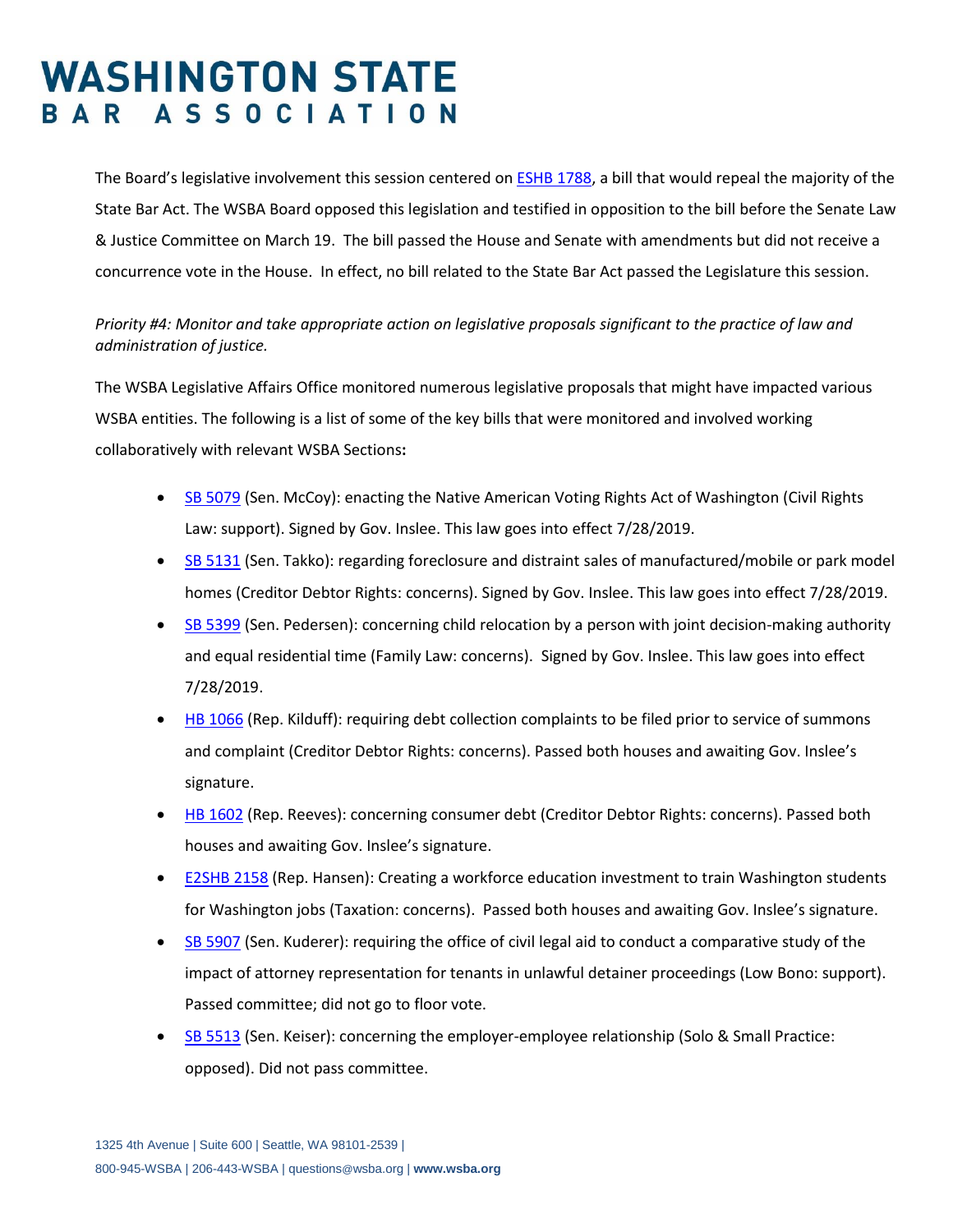The Board's legislative involvement this session centered on [ESHB 1788](), a bill that would repeal the majority of the State Bar Act. The WSBA Board opposed this legislation and testified in opposition to the bill before the Senate Law & Justice Committee on March 19. The bill passed the House and Senate with amendments but did not receive a concurrence vote in the House. In effect, no bill related to the State Bar Act passed the Legislature this session.

*Priority #4: Monitor and take appropriate action on legislative proposals significant to the practice of law and administration of justice.*

The WSBA Legislative Affairs Office monitored numerous legislative proposals that might have impacted various WSBA entities. The following is a list of some of the key bills that were monitored and involved working collaboratively with relevant WSBA Sections**:**

- SB 5079 (Sen. McCoy): enacting the Native American Voting Rights Act of Washington (Civil Rights Law: support). Signed by Gov. Inslee. This law goes into effect 7/28/2019.
- SB 5131 (Sen. Takko): regarding foreclosure and distraint sales of manufactured/mobile or park model homes (Creditor Debtor Rights: concerns). Signed by Gov. Inslee. This law goes into effect 7/28/2019.
- SB 5399 (Sen. Pedersen): concerning child relocation by a person with joint decision-making authority and equal residential time (Family Law: concerns). Signed by Gov. Inslee. This law goes into effect 7/28/2019.
- HB 1066 (Rep. Kilduff): requiring debt collection complaints to be filed prior to service of summons and complaint (Creditor Debtor Rights: concerns). Passed both houses and awaiting Gov. Inslee's signature.
- HB 1602 (Rep. Reeves): concerning consumer debt (Creditor Debtor Rights: concerns). Passed both houses and awaiting Gov. Inslee's signature.
- E2SHB 2158 (Rep. Hansen): Creating a workforce education investment to train Washington students for Washington jobs (Taxation: concerns). Passed both houses and awaiting Gov. Inslee's signature.
- SB 5907 (Sen. Kuderer): requiring the office of civil legal aid to conduct a comparative study of the impact of attorney representation for tenants in unlawful detainer proceedings (Low Bono: support). Passed committee; did not go to floor vote.
- SB 5513 (Sen. Keiser): concerning the employer-employee relationship (Solo & Small Practice: opposed). Did not pass committee.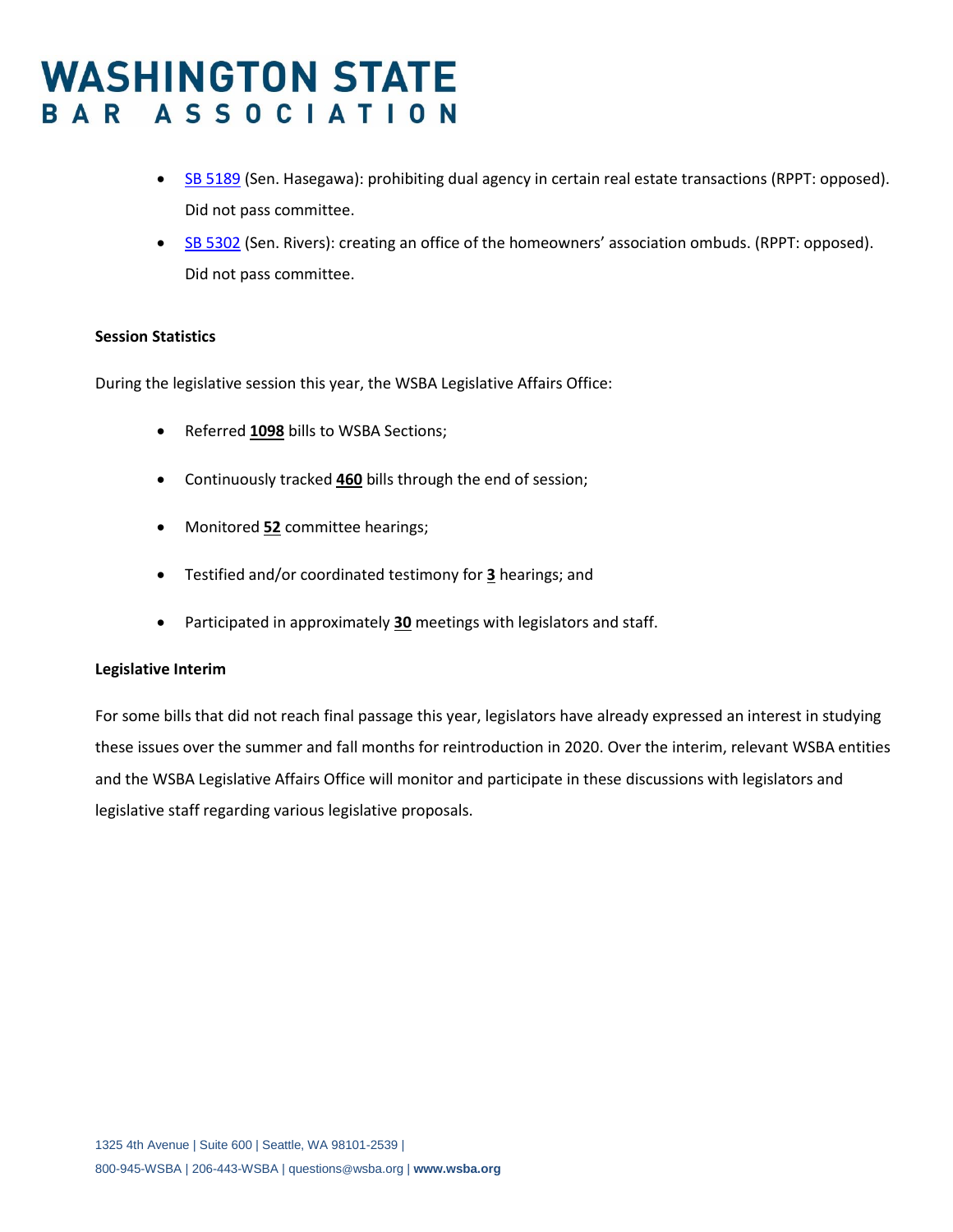- [SB 5189](#) (Sen. Hasegawa): prohibiting dual agency in certain real estate transactions (RPPT: opposed). Did not pass committee.
- [SB 5302](#) (Sen. Rivers): creating an office of the homeowners' association ombuds. (RPPT: opposed). Did not pass committee.

**Session Statistics**

During the legislative session this year, the WSBA Legislative Affairs Office:

- Referred **1098** bills to WSBA Sections;
- Continuously tracked **460** bills through the end of session;
- Monitored **52** committee hearings;
- Testified and/or coordinated testimony for **3** hearings; and
- Participated in approximately **30** meetings with legislators and staff.

**Legislative Interim**

For some bills that did not reach final passage this year, legislators have already expressed an interest in studying these issues over the summer and fall months for reintroduction in 2020. Over the interim, relevant WSBA entities and the WSBA Legislative Affairs Office will monitor and participate in these discussions with legislators and legislative staff regarding various legislative proposals.